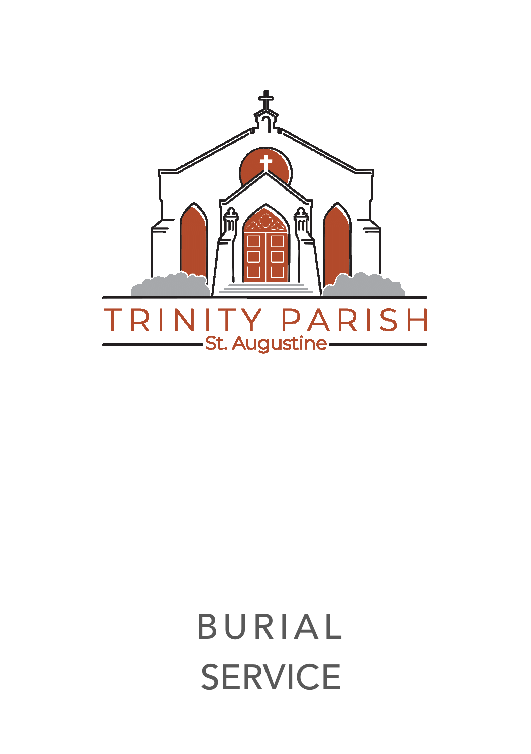TRINITY PARISH

St. Augustine

# BURIAL SERVICE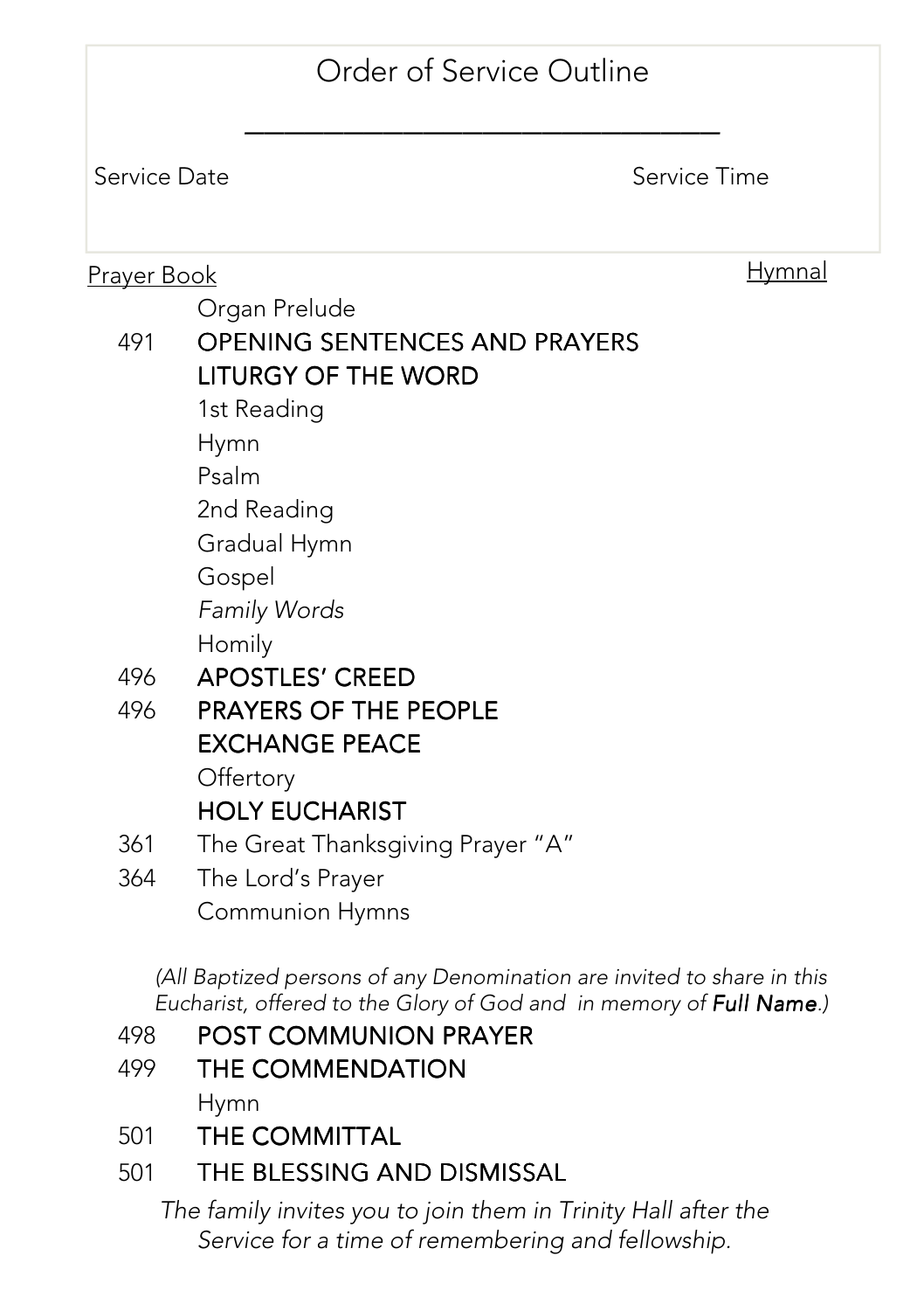# Order of Service Outline

\_\_\_\_\_\_\_\_\_\_\_\_\_\_\_\_\_\_\_\_\_\_\_\_\_\_\_\_\_\_\_\_

Service Date                                        Service Time

| Prayer Book | | Hymnal |
|---|---|---|
| | Organ Prelude | |
| 491 | OPENING SENTENCES AND PRAYERS | |
| | LITURGY OF THE WORD | |
| | 1st Reading | |
| | Hymn | |
| | Psalm | |
| | 2nd Reading | |
| | Gradual Hymn | |
| | Gospel | |
| | *Family Words* | |
| | Homily | |
| 496 | APOSTLES' CREED | |
| 496 | PRAYERS OF THE PEOPLE | |
| | EXCHANGE PEACE | |
| | Offertory | |
| | HOLY EUCHARIST | |
| 361 | The Great Thanksgiving Prayer "A" | |
| 364 | The Lord's Prayer | |
| | Communion Hymns | |

*(All Baptized persons of any Denomination are invited to share in this Eucharist, offered to the Glory of God and in memory of* ***Full Name****.)*

| | | |
|---|---|---|
| 498 | POST COMMUNION PRAYER | |
| 499 | THE COMMENDATION | |
| | Hymn | |
| 501 | THE COMMITTAL | |
| 501 | THE BLESSING AND DISMISSAL | |

*The family invites you to join them in Trinity Hall after the Service for a time of remembering and fellowship.*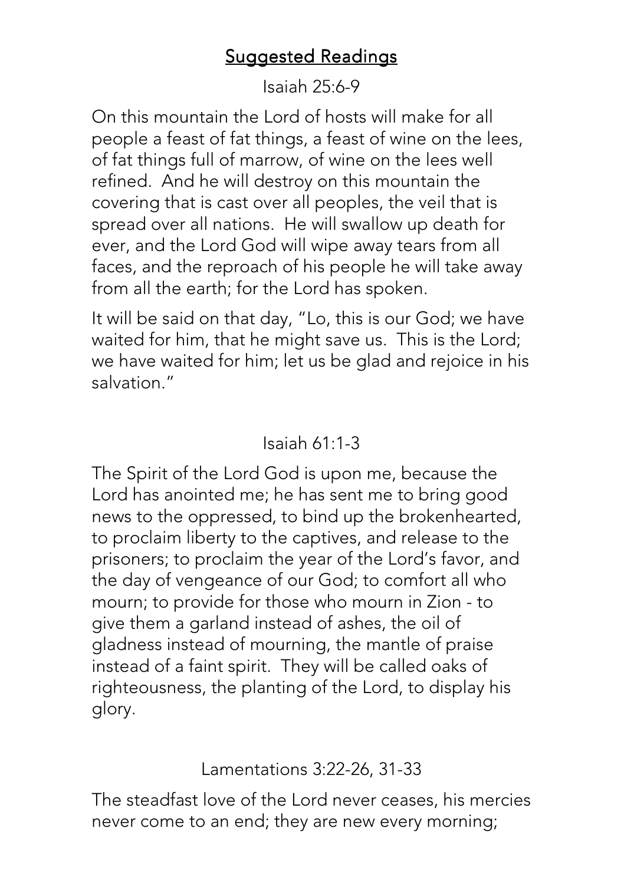## Suggested Readings

Isaiah 25:6-9

On this mountain the Lord of hosts will make for all people a feast of fat things, a feast of wine on the lees, of fat things full of marrow, of wine on the lees well refined. And he will destroy on this mountain the covering that is cast over all peoples, the veil that is spread over all nations. He will swallow up death for ever, and the Lord God will wipe away tears from all faces, and the reproach of his people he will take away from all the earth; for the Lord has spoken.

It will be said on that day, "Lo, this is our God; we have waited for him, that he might save us. This is the Lord; we have waited for him; let us be glad and rejoice in his salvation."

Isaiah 61:1-3

The Spirit of the Lord God is upon me, because the Lord has anointed me; he has sent me to bring good news to the oppressed, to bind up the brokenhearted, to proclaim liberty to the captives, and release to the prisoners; to proclaim the year of the Lord's favor, and the day of vengeance of our God; to comfort all who mourn; to provide for those who mourn in Zion - to give them a garland instead of ashes, the oil of gladness instead of mourning, the mantle of praise instead of a faint spirit. They will be called oaks of righteousness, the planting of the Lord, to display his glory.

Lamentations 3:22-26, 31-33

The steadfast love of the Lord never ceases, his mercies never come to an end; they are new every morning;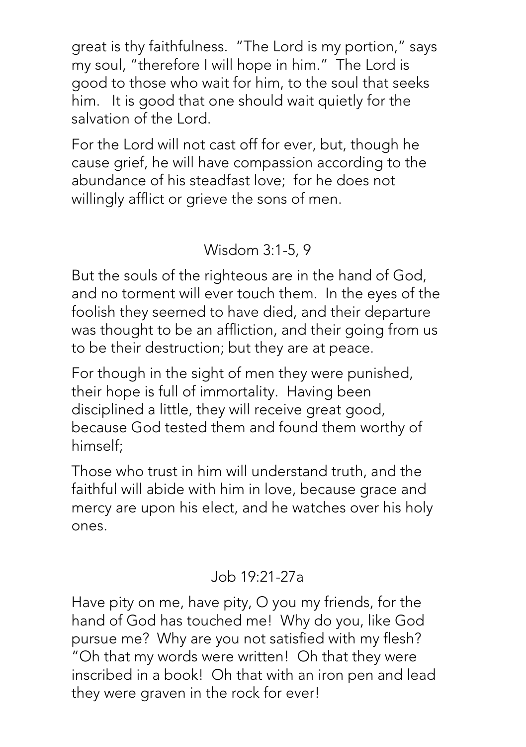great is thy faithfulness. "The Lord is my portion," says my soul, "therefore I will hope in him." The Lord is good to those who wait for him, to the soul that seeks him. It is good that one should wait quietly for the salvation of the Lord.

For the Lord will not cast off for ever, but, though he cause grief, he will have compassion according to the abundance of his steadfast love; for he does not willingly afflict or grieve the sons of men.

## Wisdom 3:1-5, 9

But the souls of the righteous are in the hand of God, and no torment will ever touch them. In the eyes of the foolish they seemed to have died, and their departure was thought to be an affliction, and their going from us to be their destruction; but they are at peace.

For though in the sight of men they were punished, their hope is full of immortality. Having been disciplined a little, they will receive great good, because God tested them and found them worthy of himself;

Those who trust in him will understand truth, and the faithful will abide with him in love, because grace and mercy are upon his elect, and he watches over his holy ones.

## Job 19:21-27a

Have pity on me, have pity, O you my friends, for the hand of God has touched me! Why do you, like God pursue me? Why are you not satisfied with my flesh? "Oh that my words were written! Oh that they were inscribed in a book! Oh that with an iron pen and lead they were graven in the rock for ever!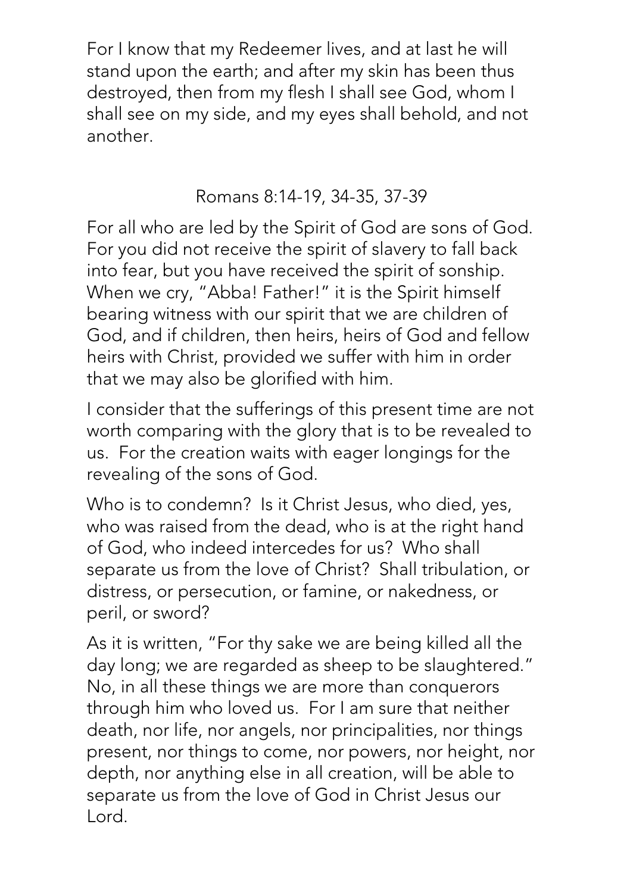For I know that my Redeemer lives, and at last he will stand upon the earth; and after my skin has been thus destroyed, then from my flesh I shall see God, whom I shall see on my side, and my eyes shall behold, and not another.

## Romans 8:14-19, 34-35, 37-39

For all who are led by the Spirit of God are sons of God. For you did not receive the spirit of slavery to fall back into fear, but you have received the spirit of sonship. When we cry, "Abba! Father!" it is the Spirit himself bearing witness with our spirit that we are children of God, and if children, then heirs, heirs of God and fellow heirs with Christ, provided we suffer with him in order that we may also be glorified with him.

I consider that the sufferings of this present time are not worth comparing with the glory that is to be revealed to us. For the creation waits with eager longings for the revealing of the sons of God.

Who is to condemn? Is it Christ Jesus, who died, yes, who was raised from the dead, who is at the right hand of God, who indeed intercedes for us? Who shall separate us from the love of Christ? Shall tribulation, or distress, or persecution, or famine, or nakedness, or peril, or sword?

As it is written, "For thy sake we are being killed all the day long; we are regarded as sheep to be slaughtered." No, in all these things we are more than conquerors through him who loved us. For I am sure that neither death, nor life, nor angels, nor principalities, nor things present, nor things to come, nor powers, nor height, nor depth, nor anything else in all creation, will be able to separate us from the love of God in Christ Jesus our Lord.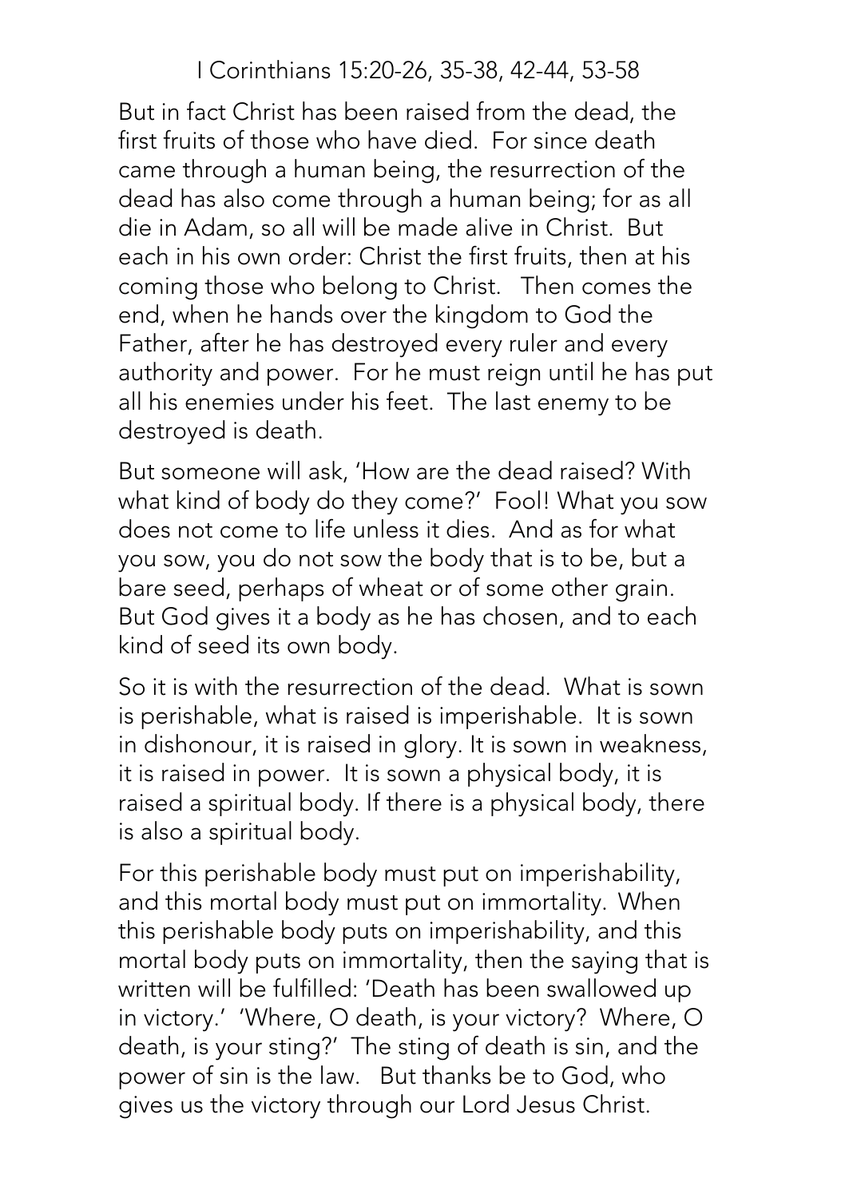I Corinthians 15:20-26, 35-38, 42-44, 53-58

But in fact Christ has been raised from the dead, the first fruits of those who have died. For since death came through a human being, the resurrection of the dead has also come through a human being; for as all die in Adam, so all will be made alive in Christ. But each in his own order: Christ the first fruits, then at his coming those who belong to Christ. Then comes the end, when he hands over the kingdom to God the Father, after he has destroyed every ruler and every authority and power. For he must reign until he has put all his enemies under his feet. The last enemy to be destroyed is death.

But someone will ask, 'How are the dead raised? With what kind of body do they come?' Fool! What you sow does not come to life unless it dies. And as for what you sow, you do not sow the body that is to be, but a bare seed, perhaps of wheat or of some other grain. But God gives it a body as he has chosen, and to each kind of seed its own body.

So it is with the resurrection of the dead. What is sown is perishable, what is raised is imperishable. It is sown in dishonour, it is raised in glory. It is sown in weakness, it is raised in power. It is sown a physical body, it is raised a spiritual body. If there is a physical body, there is also a spiritual body.

For this perishable body must put on imperishability, and this mortal body must put on immortality. When this perishable body puts on imperishability, and this mortal body puts on immortality, then the saying that is written will be fulfilled: 'Death has been swallowed up in victory.' 'Where, O death, is your victory? Where, O death, is your sting?' The sting of death is sin, and the power of sin is the law. But thanks be to God, who gives us the victory through our Lord Jesus Christ.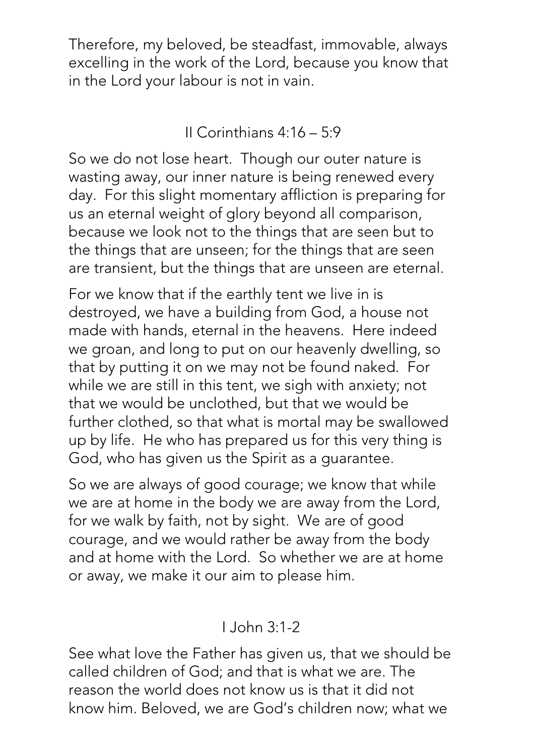Therefore, my beloved, be steadfast, immovable, always excelling in the work of the Lord, because you know that in the Lord your labour is not in vain.

## II Corinthians 4:16 – 5:9

So we do not lose heart. Though our outer nature is wasting away, our inner nature is being renewed every day. For this slight momentary affliction is preparing for us an eternal weight of glory beyond all comparison, because we look not to the things that are seen but to the things that are unseen; for the things that are seen are transient, but the things that are unseen are eternal.

For we know that if the earthly tent we live in is destroyed, we have a building from God, a house not made with hands, eternal in the heavens. Here indeed we groan, and long to put on our heavenly dwelling, so that by putting it on we may not be found naked. For while we are still in this tent, we sigh with anxiety; not that we would be unclothed, but that we would be further clothed, so that what is mortal may be swallowed up by life. He who has prepared us for this very thing is God, who has given us the Spirit as a guarantee.

So we are always of good courage; we know that while we are at home in the body we are away from the Lord, for we walk by faith, not by sight. We are of good courage, and we would rather be away from the body and at home with the Lord. So whether we are at home or away, we make it our aim to please him.

## I John 3:1-2

See what love the Father has given us, that we should be called children of God; and that is what we are. The reason the world does not know us is that it did not know him. Beloved, we are God's children now; what we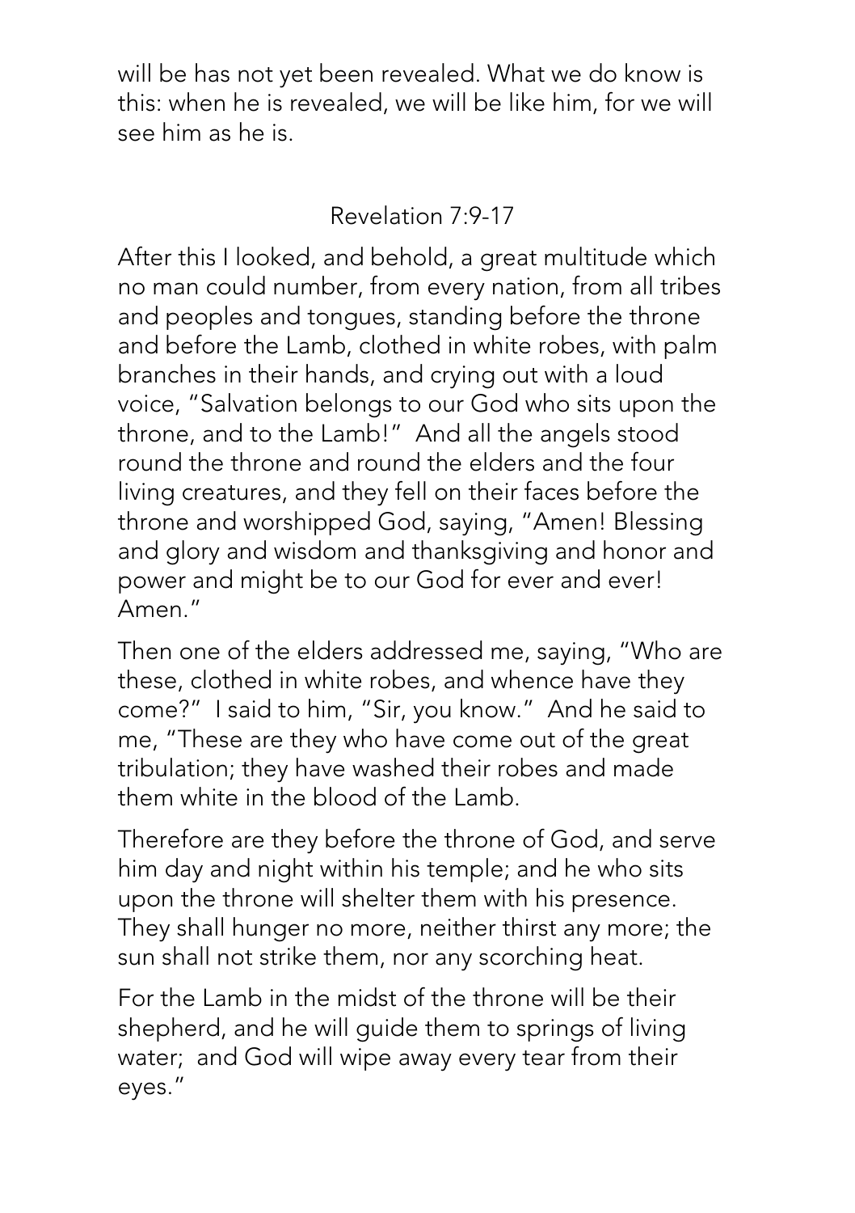will be has not yet been revealed. What we do know is this: when he is revealed, we will be like him, for we will see him as he is.

## Revelation 7:9-17

After this I looked, and behold, a great multitude which no man could number, from every nation, from all tribes and peoples and tongues, standing before the throne and before the Lamb, clothed in white robes, with palm branches in their hands, and crying out with a loud voice, "Salvation belongs to our God who sits upon the throne, and to the Lamb!" And all the angels stood round the throne and round the elders and the four living creatures, and they fell on their faces before the throne and worshipped God, saying, "Amen! Blessing and glory and wisdom and thanksgiving and honor and power and might be to our God for ever and ever! Amen."

Then one of the elders addressed me, saying, "Who are these, clothed in white robes, and whence have they come?" I said to him, "Sir, you know." And he said to me, "These are they who have come out of the great tribulation; they have washed their robes and made them white in the blood of the Lamb.

Therefore are they before the throne of God, and serve him day and night within his temple; and he who sits upon the throne will shelter them with his presence. They shall hunger no more, neither thirst any more; the sun shall not strike them, nor any scorching heat.

For the Lamb in the midst of the throne will be their shepherd, and he will guide them to springs of living water; and God will wipe away every tear from their eyes."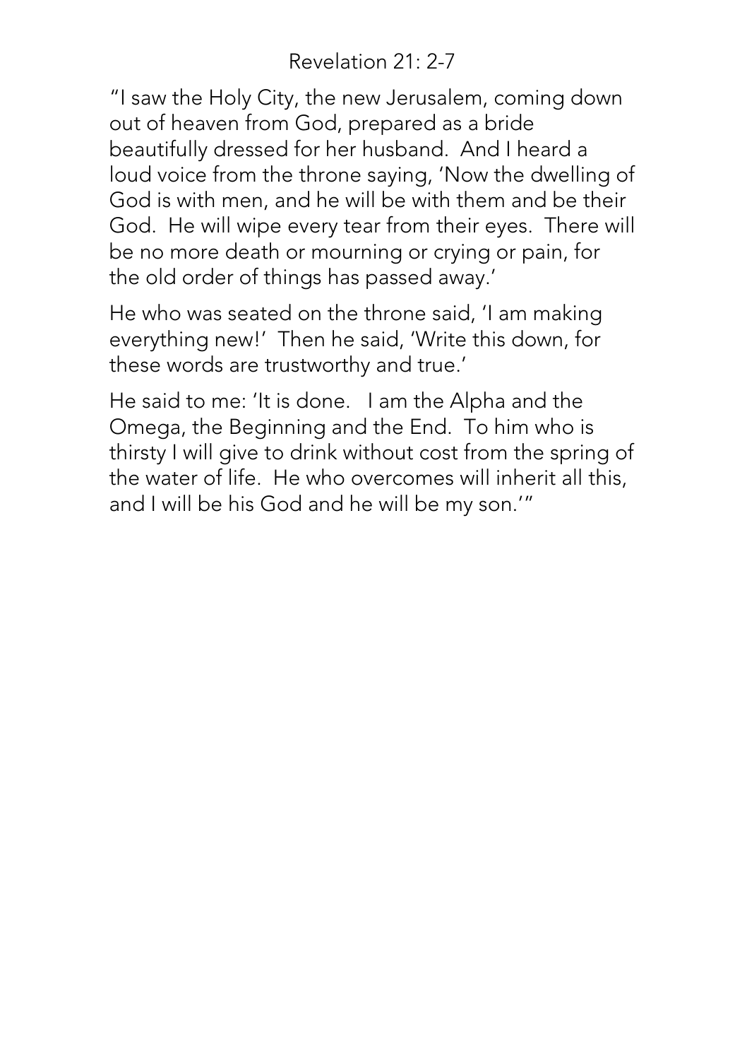Revelation 21: 2-7

"I saw the Holy City, the new Jerusalem, coming down out of heaven from God, prepared as a bride beautifully dressed for her husband. And I heard a loud voice from the throne saying, 'Now the dwelling of God is with men, and he will be with them and be their God. He will wipe every tear from their eyes. There will be no more death or mourning or crying or pain, for the old order of things has passed away.'

He who was seated on the throne said, 'I am making everything new!' Then he said, 'Write this down, for these words are trustworthy and true.'

He said to me: 'It is done. I am the Alpha and the Omega, the Beginning and the End. To him who is thirsty I will give to drink without cost from the spring of the water of life. He who overcomes will inherit all this, and I will be his God and he will be my son.'"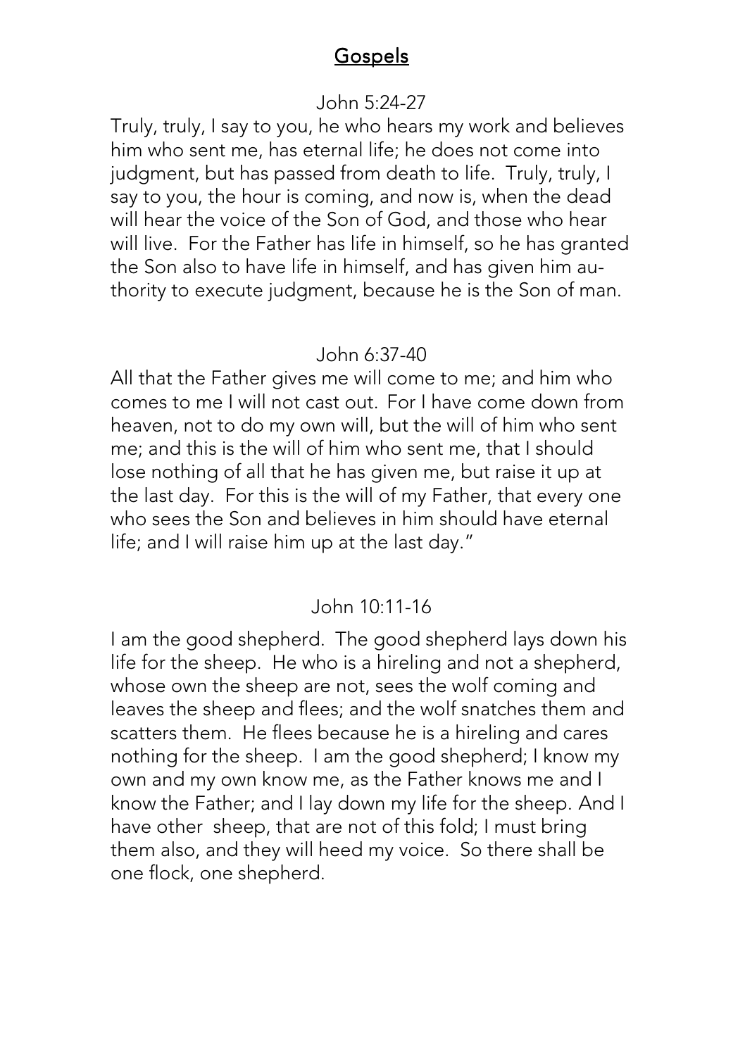## Gospels

John 5:24-27

Truly, truly, I say to you, he who hears my work and believes him who sent me, has eternal life; he does not come into judgment, but has passed from death to life. Truly, truly, I say to you, the hour is coming, and now is, when the dead will hear the voice of the Son of God, and those who hear will live. For the Father has life in himself, so he has granted the Son also to have life in himself, and has given him authority to execute judgment, because he is the Son of man.

John 6:37-40

All that the Father gives me will come to me; and him who comes to me I will not cast out. For I have come down from heaven, not to do my own will, but the will of him who sent me; and this is the will of him who sent me, that I should lose nothing of all that he has given me, but raise it up at the last day. For this is the will of my Father, that every one who sees the Son and believes in him should have eternal life; and I will raise him up at the last day."

John 10:11-16

I am the good shepherd. The good shepherd lays down his life for the sheep. He who is a hireling and not a shepherd, whose own the sheep are not, sees the wolf coming and leaves the sheep and flees; and the wolf snatches them and scatters them. He flees because he is a hireling and cares nothing for the sheep. I am the good shepherd; I know my own and my own know me, as the Father knows me and I know the Father; and I lay down my life for the sheep. And I have other sheep, that are not of this fold; I must bring them also, and they will heed my voice. So there shall be one flock, one shepherd.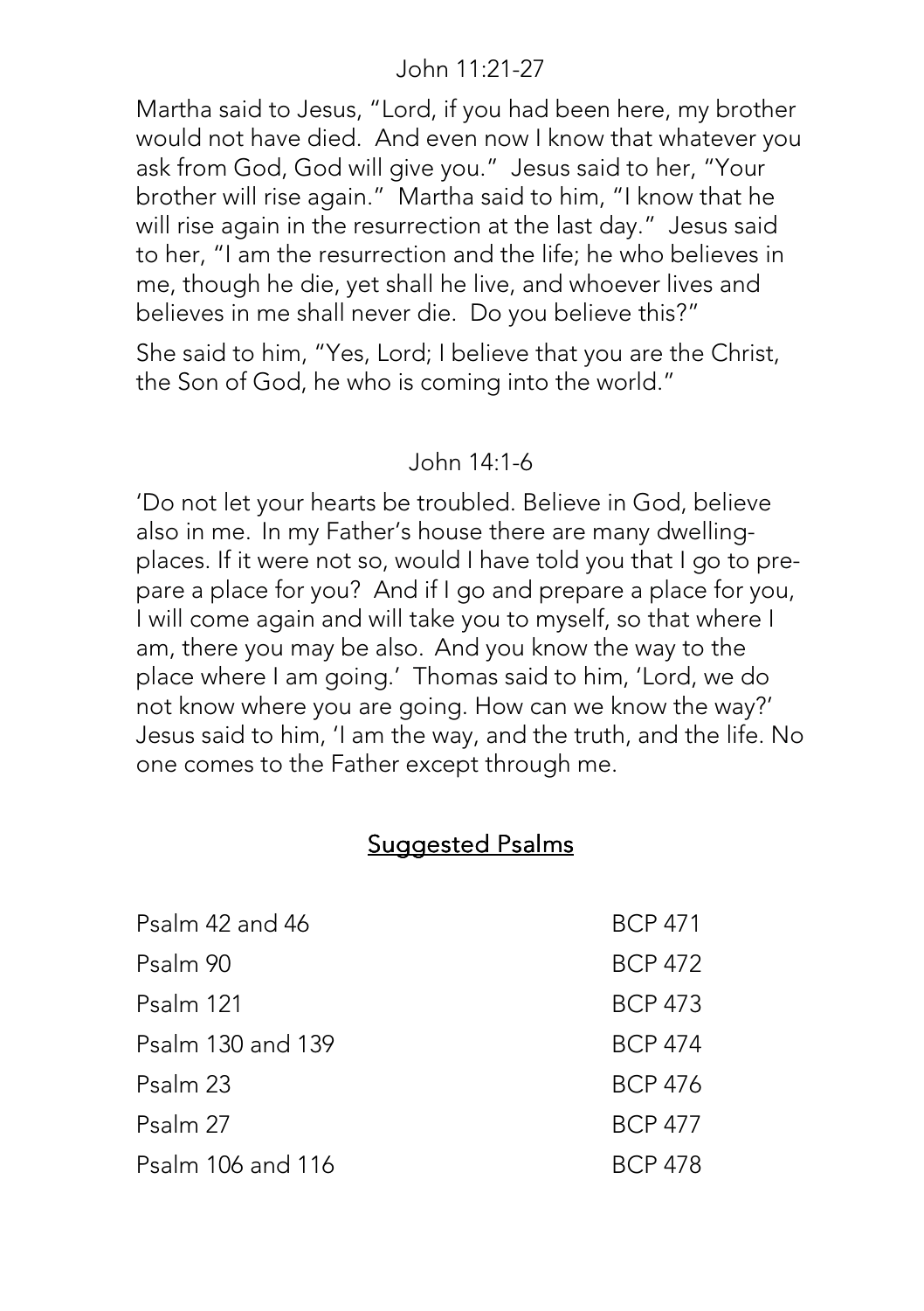## John 11:21-27

Martha said to Jesus, "Lord, if you had been here, my brother would not have died. And even now I know that whatever you ask from God, God will give you." Jesus said to her, "Your brother will rise again." Martha said to him, "I know that he will rise again in the resurrection at the last day." Jesus said to her, "I am the resurrection and the life; he who believes in me, though he die, yet shall he live, and whoever lives and believes in me shall never die. Do you believe this?"

She said to him, "Yes, Lord; I believe that you are the Christ, the Son of God, he who is coming into the world."

## John 14:1-6

'Do not let your hearts be troubled. Believe in God, believe also in me. In my Father's house there are many dwelling-places. If it were not so, would I have told you that I go to prepare a place for you? And if I go and prepare a place for you, I will come again and will take you to myself, so that where I am, there you may be also. And you know the way to the place where I am going.' Thomas said to him, 'Lord, we do not know where you are going. How can we know the way?' Jesus said to him, 'I am the way, and the truth, and the life. No one comes to the Father except through me.

## Suggested Psalms

| Psalm | BCP |
|---|---|
| Psalm 42 and 46 | BCP 471 |
| Psalm 90 | BCP 472 |
| Psalm 121 | BCP 473 |
| Psalm 130 and 139 | BCP 474 |
| Psalm 23 | BCP 476 |
| Psalm 27 | BCP 477 |
| Psalm 106 and 116 | BCP 478 |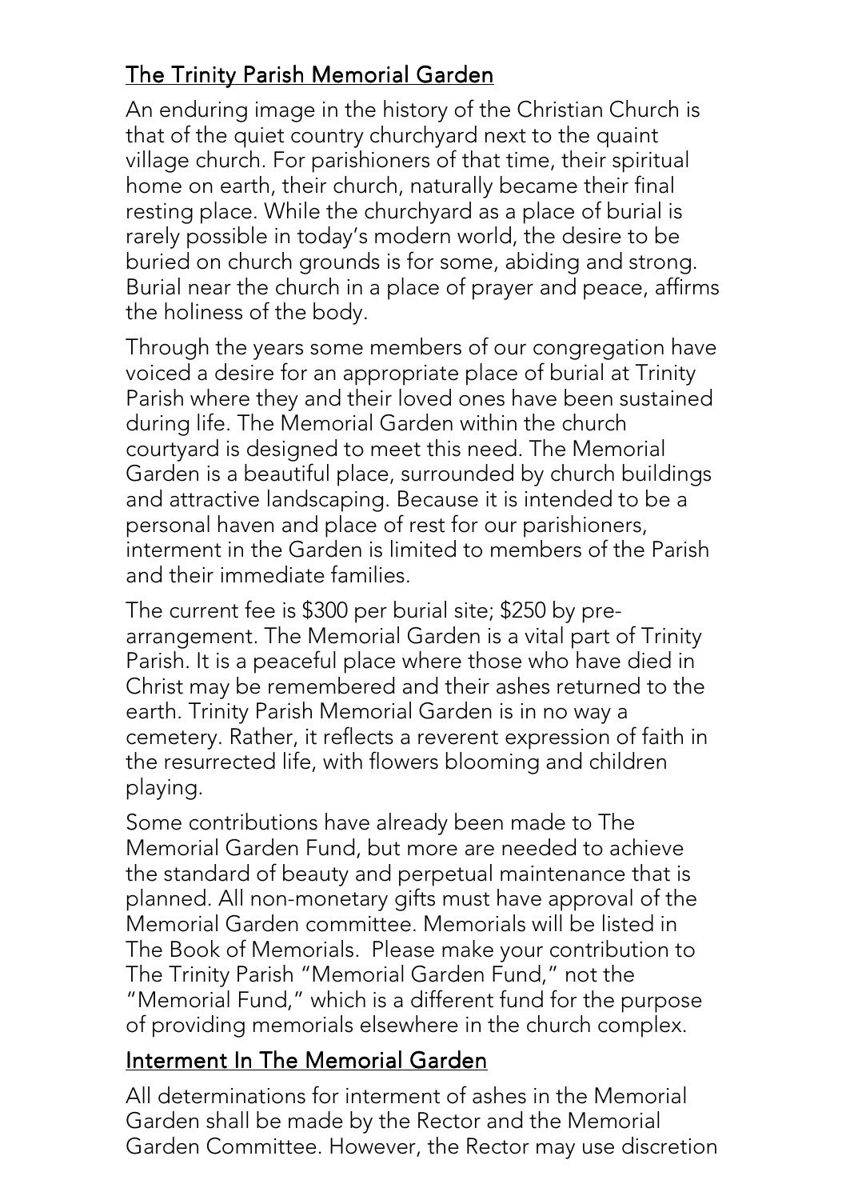## The Trinity Parish Memorial Garden

An enduring image in the history of the Christian Church is that of the quiet country churchyard next to the quaint village church. For parishioners of that time, their spiritual home on earth, their church, naturally became their final resting place. While the churchyard as a place of burial is rarely possible in today's modern world, the desire to be buried on church grounds is for some, abiding and strong. Burial near the church in a place of prayer and peace, affirms the holiness of the body.

Through the years some members of our congregation have voiced a desire for an appropriate place of burial at Trinity Parish where they and their loved ones have been sustained during life. The Memorial Garden within the church courtyard is designed to meet this need. The Memorial Garden is a beautiful place, surrounded by church buildings and attractive landscaping. Because it is intended to be a personal haven and place of rest for our parishioners, interment in the Garden is limited to members of the Parish and their immediate families.

The current fee is $300 per burial site; $250 by pre-arrangement. The Memorial Garden is a vital part of Trinity Parish. It is a peaceful place where those who have died in Christ may be remembered and their ashes returned to the earth. Trinity Parish Memorial Garden is in no way a cemetery. Rather, it reflects a reverent expression of faith in the resurrected life, with flowers blooming and children playing.

Some contributions have already been made to The Memorial Garden Fund, but more are needed to achieve the standard of beauty and perpetual maintenance that is planned. All non-monetary gifts must have approval of the Memorial Garden committee. Memorials will be listed in The Book of Memorials. Please make your contribution to The Trinity Parish "Memorial Garden Fund," not the "Memorial Fund," which is a different fund for the purpose of providing memorials elsewhere in the church complex.

## Interment In The Memorial Garden

All determinations for interment of ashes in the Memorial Garden shall be made by the Rector and the Memorial Garden Committee. However, the Rector may use discretion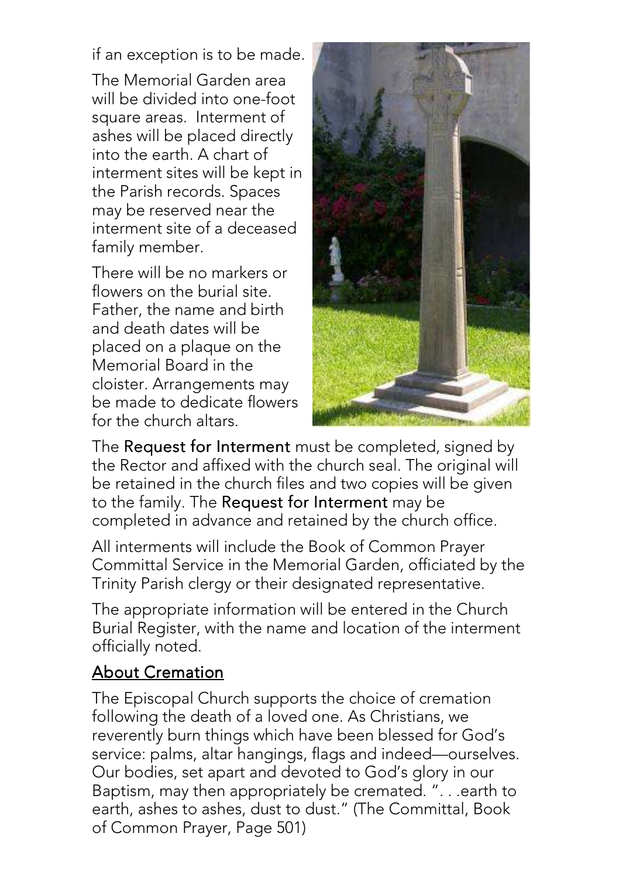if an exception is to be made.

The Memorial Garden area will be divided into one-foot square areas. Interment of ashes will be placed directly into the earth. A chart of interment sites will be kept in the Parish records. Spaces may be reserved near the interment site of a deceased family member.

There will be no markers or flowers on the burial site. Father, the name and birth and death dates will be placed on a plaque on the Memorial Board in the cloister. Arrangements may be made to dedicate flowers for the church altars.

The Request for Interment must be completed, signed by the Rector and affixed with the church seal. The original will be retained in the church files and two copies will be given to the family. The Request for Interment may be completed in advance and retained by the church office.

All interments will include the Book of Common Prayer Committal Service in the Memorial Garden, officiated by the Trinity Parish clergy or their designated representative.

The appropriate information will be entered in the Church Burial Register, with the name and location of the interment officially noted.

## About Cremation

The Episcopal Church supports the choice of cremation following the death of a loved one. As Christians, we reverently burn things which have been blessed for God's service: palms, altar hangings, flags and indeed—ourselves. Our bodies, set apart and devoted to God's glory in our Baptism, may then appropriately be cremated. ". . .earth to earth, ashes to ashes, dust to dust." (The Committal, Book of Common Prayer, Page 501)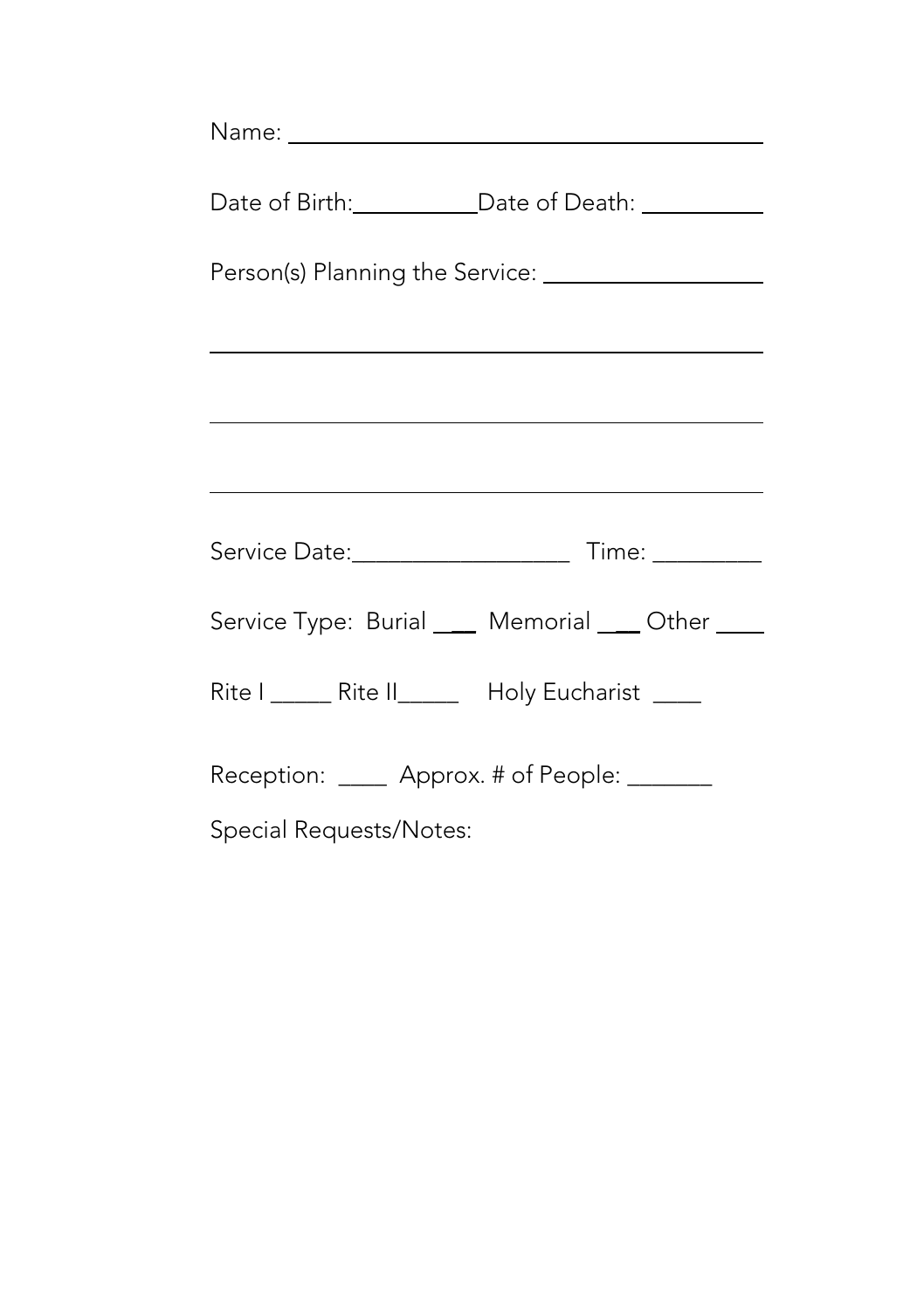Name: ____________________________________________

Date of Birth:__________ Date of Death: __________

Person(s) Planning the Service: __________________

____________________________________________

____________________________________________

____________________________________________

Service Date:_________________ Time: ________

Service Type: Burial ___ Memorial ___ Other ____

Rite I _____ Rite II_____ Holy Eucharist ____

Reception: ____ Approx. # of People: _______

Special Requests/Notes: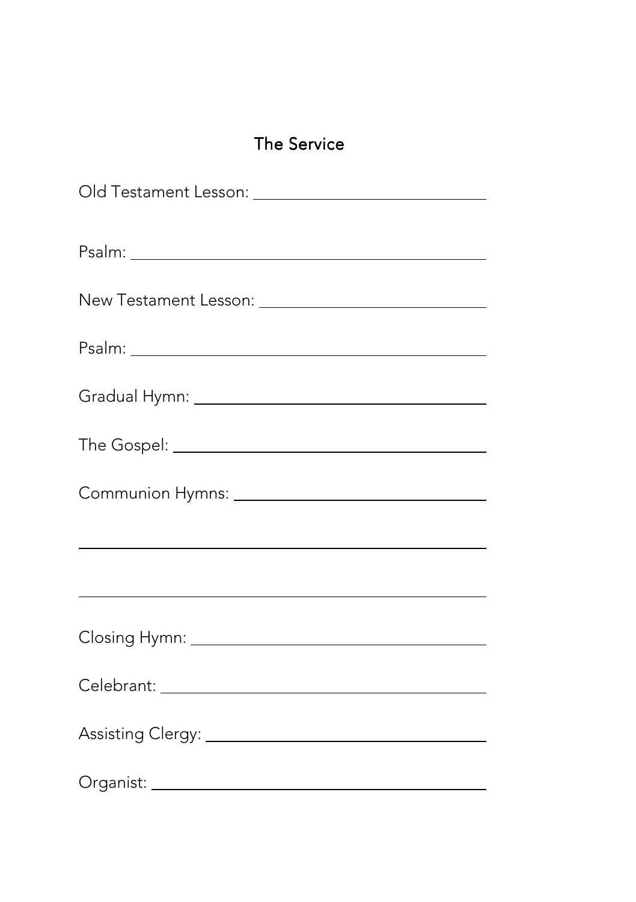## The Service

Old Testament Lesson: ____________________________

Psalm: ____________________________

New Testament Lesson: ____________________________

Psalm: ____________________________

Gradual Hymn: ____________________________

The Gospel: ____________________________

Communion Hymns: ____________________________

____________________________

____________________________

Closing Hymn: ____________________________

Celebrant: ____________________________

Assisting Clergy: ____________________________

Organist: ____________________________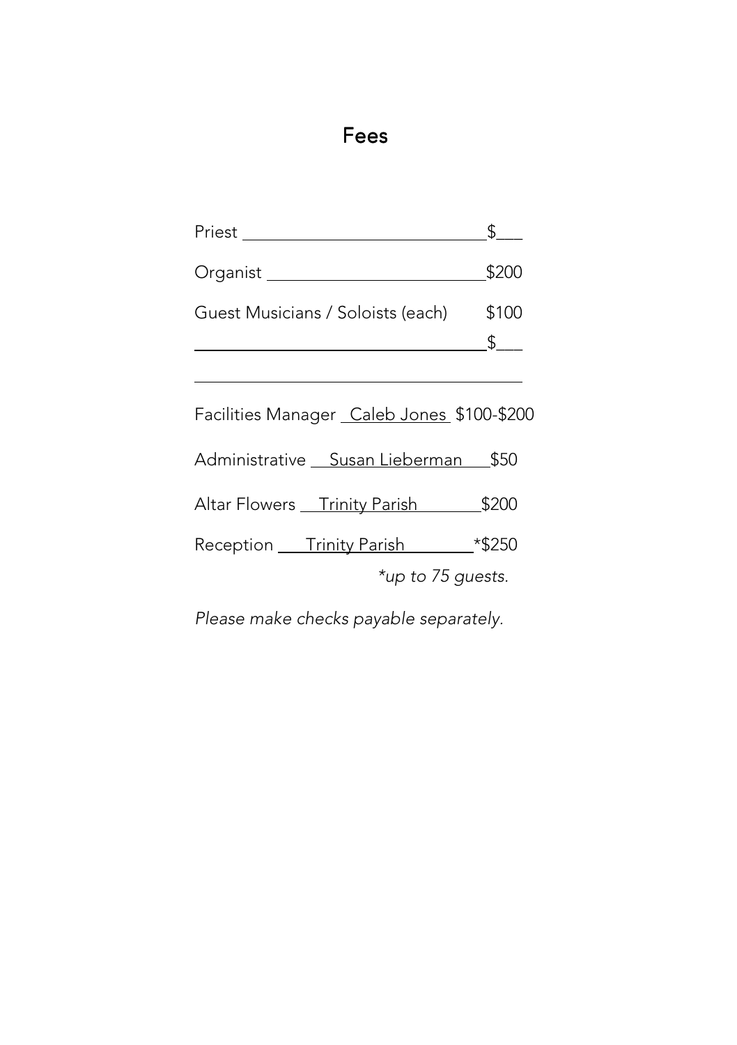# Fees

Priest ____________________________ $___

Organist __________________________ $200

Guest Musicians / Soloists (each) $100

____________________________________ $___

____________________________________

Facilities Manager Caleb Jones $100-$200

Administrative Susan Lieberman $50

Altar Flowers Trinity Parish $200

Reception Trinity Parish *$250

*\*up to 75 guests.*

*Please make checks payable separately.*